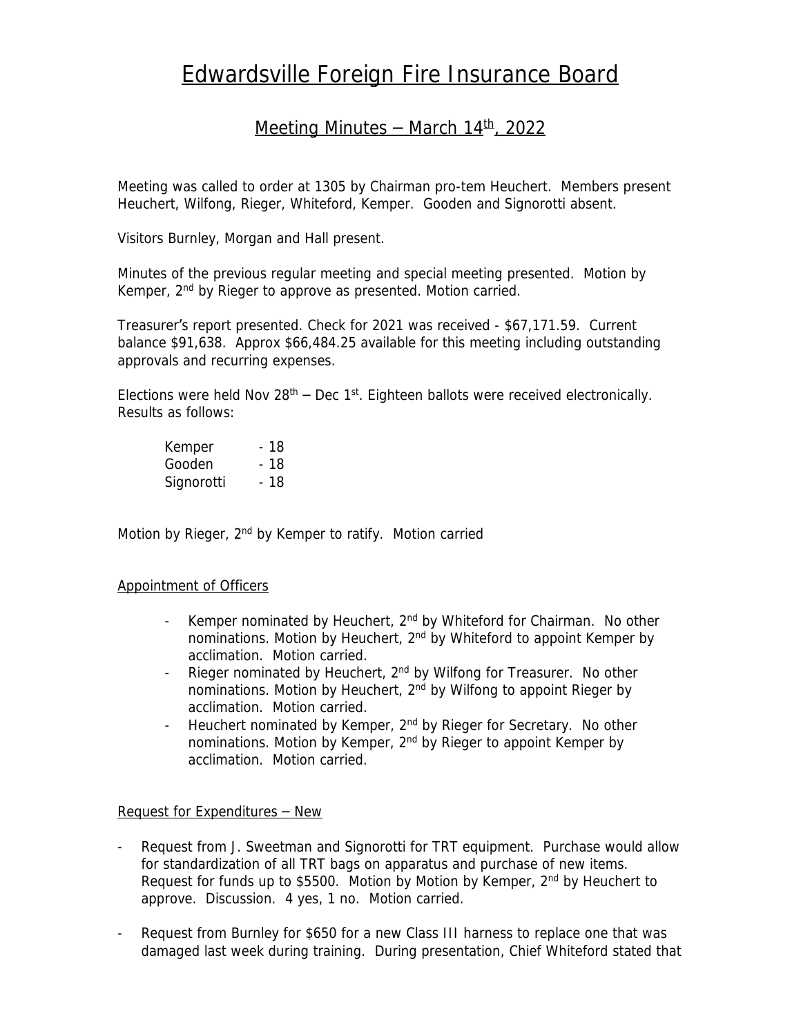# Edwardsville Foreign Fire Insurance Board

## Meeting Minutes – March 14th, 2022

Meeting was called to order at 1305 by Chairman pro-tem Heuchert. Members present Heuchert, Wilfong, Rieger, Whiteford, Kemper. Gooden and Signorotti absent.

Visitors Burnley, Morgan and Hall present.

Minutes of the previous regular meeting and special meeting presented. Motion by Kemper, 2nd by Rieger to approve as presented. Motion carried.

Treasurer's report presented. Check for 2021 was received - $67,171.59. Current balance $91,638. Approx $66,484.25 available for this meeting including outstanding approvals and recurring expenses.

Elections were held Nov 28th – Dec 1st. Eighteen ballots were received electronically. Results as follows:

| | |
|---|---|
| Kemper | - 18 |
| Gooden | - 18 |
| Signorotti | - 18 |

Motion by Rieger, 2nd by Kemper to ratify. Motion carried

### Appointment of Officers

- Kemper nominated by Heuchert, 2nd by Whiteford for Chairman. No other nominations. Motion by Heuchert, 2nd by Whiteford to appoint Kemper by acclimation. Motion carried.
- Rieger nominated by Heuchert, 2nd by Wilfong for Treasurer. No other nominations. Motion by Heuchert, 2nd by Wilfong to appoint Rieger by acclimation. Motion carried.
- Heuchert nominated by Kemper, 2nd by Rieger for Secretary. No other nominations. Motion by Kemper, 2nd by Rieger to appoint Kemper by acclimation. Motion carried.

### Request for Expenditures – New

- Request from J. Sweetman and Signorotti for TRT equipment. Purchase would allow for standardization of all TRT bags on apparatus and purchase of new items. Request for funds up to $5500. Motion by Motion by Kemper, 2nd by Heuchert to approve. Discussion. 4 yes, 1 no. Motion carried.
- Request from Burnley for $650 for a new Class III harness to replace one that was damaged last week during training. During presentation, Chief Whiteford stated that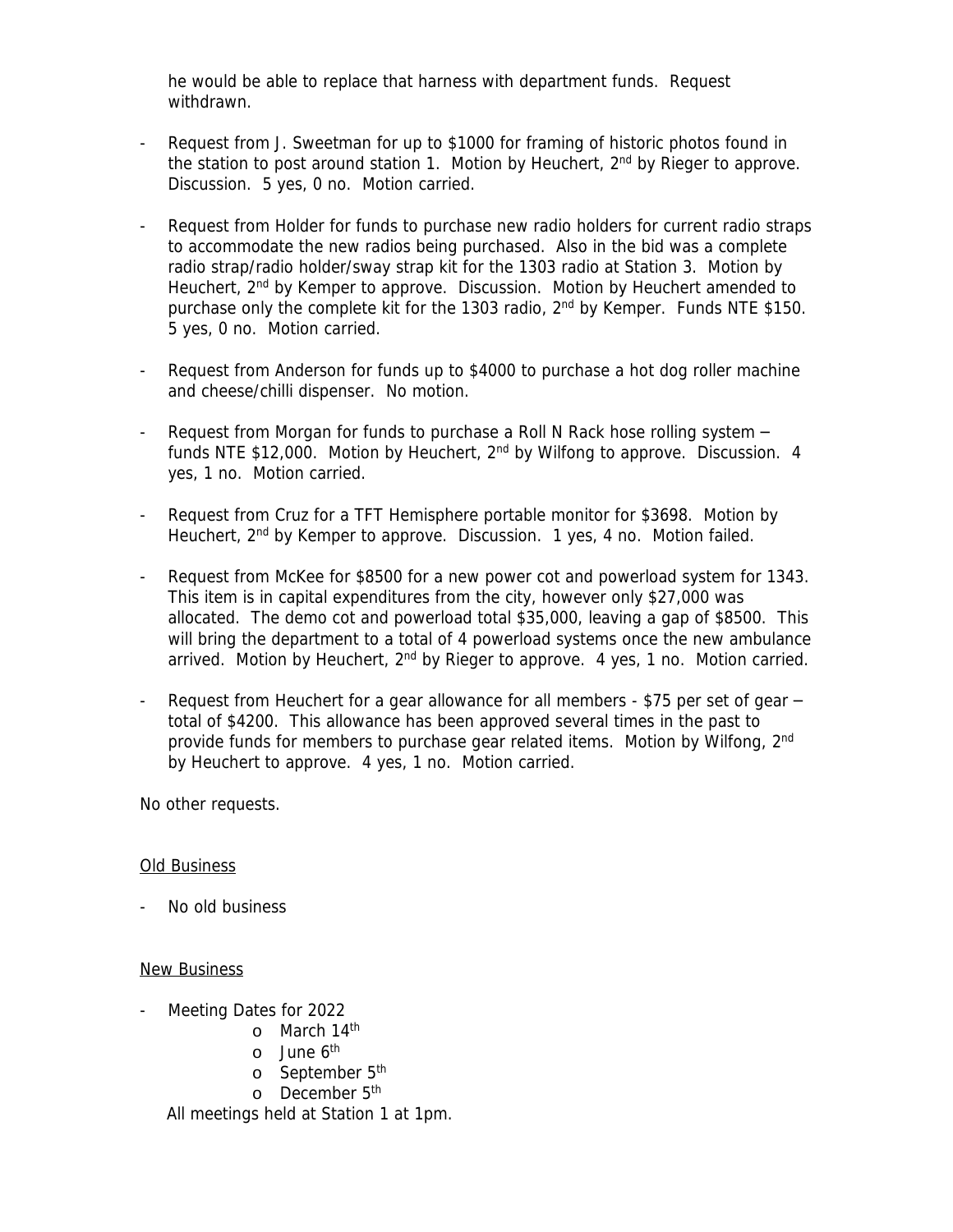he would be able to replace that harness with department funds. Request withdrawn.

- Request from J. Sweetman for up to $1000 for framing of historic photos found in the station to post around station 1. Motion by Heuchert, 2nd by Rieger to approve. Discussion. 5 yes, 0 no. Motion carried.

- Request from Holder for funds to purchase new radio holders for current radio straps to accommodate the new radios being purchased. Also in the bid was a complete radio strap/radio holder/sway strap kit for the 1303 radio at Station 3. Motion by Heuchert, 2nd by Kemper to approve. Discussion. Motion by Heuchert amended to purchase only the complete kit for the 1303 radio, 2nd by Kemper. Funds NTE $150. 5 yes, 0 no. Motion carried.

- Request from Anderson for funds up to $4000 to purchase a hot dog roller machine and cheese/chilli dispenser. No motion.

- Request from Morgan for funds to purchase a Roll N Rack hose rolling system – funds NTE $12,000. Motion by Heuchert, 2nd by Wilfong to approve. Discussion. 4 yes, 1 no. Motion carried.

- Request from Cruz for a TFT Hemisphere portable monitor for $3698. Motion by Heuchert, 2nd by Kemper to approve. Discussion. 1 yes, 4 no. Motion failed.

- Request from McKee for $8500 for a new power cot and powerload system for 1343. This item is in capital expenditures from the city, however only $27,000 was allocated. The demo cot and powerload total $35,000, leaving a gap of $8500. This will bring the department to a total of 4 powerload systems once the new ambulance arrived. Motion by Heuchert, 2nd by Rieger to approve. 4 yes, 1 no. Motion carried.

- Request from Heuchert for a gear allowance for all members - $75 per set of gear – total of $4200. This allowance has been approved several times in the past to provide funds for members to purchase gear related items. Motion by Wilfong, 2nd by Heuchert to approve. 4 yes, 1 no. Motion carried.

No other requests.

## Old Business

- No old business

## New Business

- Meeting Dates for 2022
  - March 14th
  - June 6th
  - September 5th
  - December 5th

  All meetings held at Station 1 at 1pm.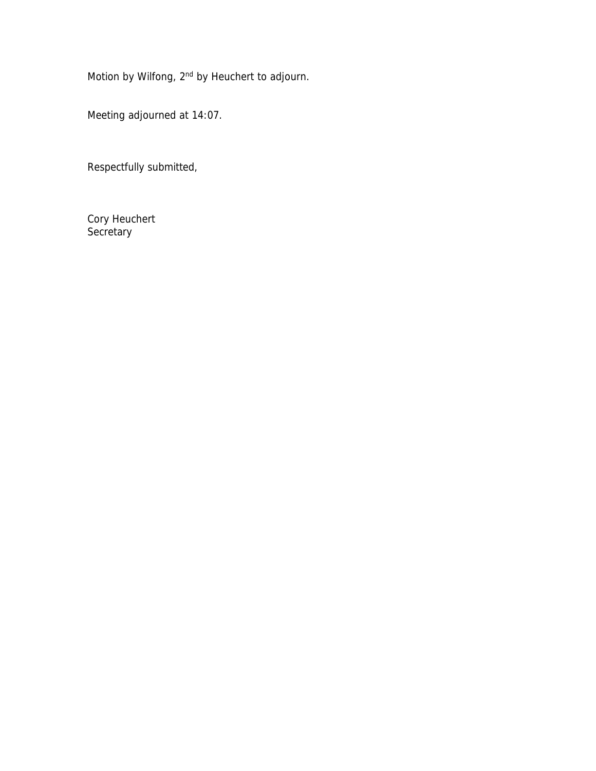Motion by Wilfong, 2nd by Heuchert to adjourn.

Meeting adjourned at 14:07.

Respectfully submitted,

Cory Heuchert
Secretary